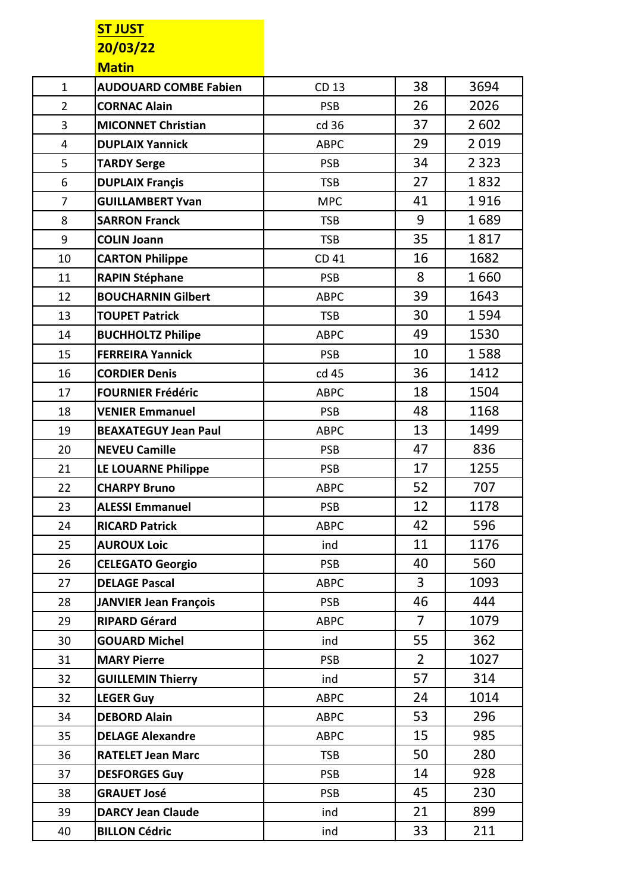**ST JUST**
**20/03/22**
**Matin**

| | | | | |
|---|---|---|---|---|
| 1 | **AUDOUARD COMBE Fabien** | CD 13 | 38 | 3694 |
| 2 | **CORNAC Alain** | PSB | 26 | 2026 |
| 3 | **MICONNET Christian** | cd 36 | 37 | 2 602 |
| 4 | **DUPLAIX Yannick** | ABPC | 29 | 2 019 |
| 5 | **TARDY Serge** | PSB | 34 | 2 323 |
| 6 | **DUPLAIX Françis** | TSB | 27 | 1 832 |
| 7 | **GUILLAMBERT Yvan** | MPC | 41 | 1 916 |
| 8 | **SARRON Franck** | TSB | 9 | 1 689 |
| 9 | **COLIN Joann** | TSB | 35 | 1 817 |
| 10 | **CARTON Philippe** | CD 41 | 16 | 1682 |
| 11 | **RAPIN Stéphane** | PSB | 8 | 1 660 |
| 12 | **BOUCHARNIN Gilbert** | ABPC | 39 | 1643 |
| 13 | **TOUPET Patrick** | TSB | 30 | 1 594 |
| 14 | **BUCHHOLTZ Philipe** | ABPC | 49 | 1530 |
| 15 | **FERREIRA Yannick** | PSB | 10 | 1 588 |
| 16 | **CORDIER Denis** | cd 45 | 36 | 1412 |
| 17 | **FOURNIER Frédéric** | ABPC | 18 | 1504 |
| 18 | **VENIER Emmanuel** | PSB | 48 | 1168 |
| 19 | **BEAXATEGUY Jean Paul** | ABPC | 13 | 1499 |
| 20 | **NEVEU Camille** | PSB | 47 | 836 |
| 21 | **LE LOUARNE Philippe** | PSB | 17 | 1255 |
| 22 | **CHARPY Bruno** | ABPC | 52 | 707 |
| 23 | **ALESSI Emmanuel** | PSB | 12 | 1178 |
| 24 | **RICARD Patrick** | ABPC | 42 | 596 |
| 25 | **AUROUX Loic** | ind | 11 | 1176 |
| 26 | **CELEGATO Georgio** | PSB | 40 | 560 |
| 27 | **DELAGE Pascal** | ABPC | 3 | 1093 |
| 28 | **JANVIER Jean François** | PSB | 46 | 444 |
| 29 | **RIPARD Gérard** | ABPC | 7 | 1079 |
| 30 | **GOUARD Michel** | ind | 55 | 362 |
| 31 | **MARY Pierre** | PSB | 2 | 1027 |
| 32 | **GUILLEMIN Thierry** | ind | 57 | 314 |
| 32 | **LEGER Guy** | ABPC | 24 | 1014 |
| 34 | **DEBORD Alain** | ABPC | 53 | 296 |
| 35 | **DELAGE Alexandre** | ABPC | 15 | 985 |
| 36 | **RATELET Jean Marc** | TSB | 50 | 280 |
| 37 | **DESFORGES Guy** | PSB | 14 | 928 |
| 38 | **GRAUET José** | PSB | 45 | 230 |
| 39 | **DARCY Jean Claude** | ind | 21 | 899 |
| 40 | **BILLON Cédric** | ind | 33 | 211 |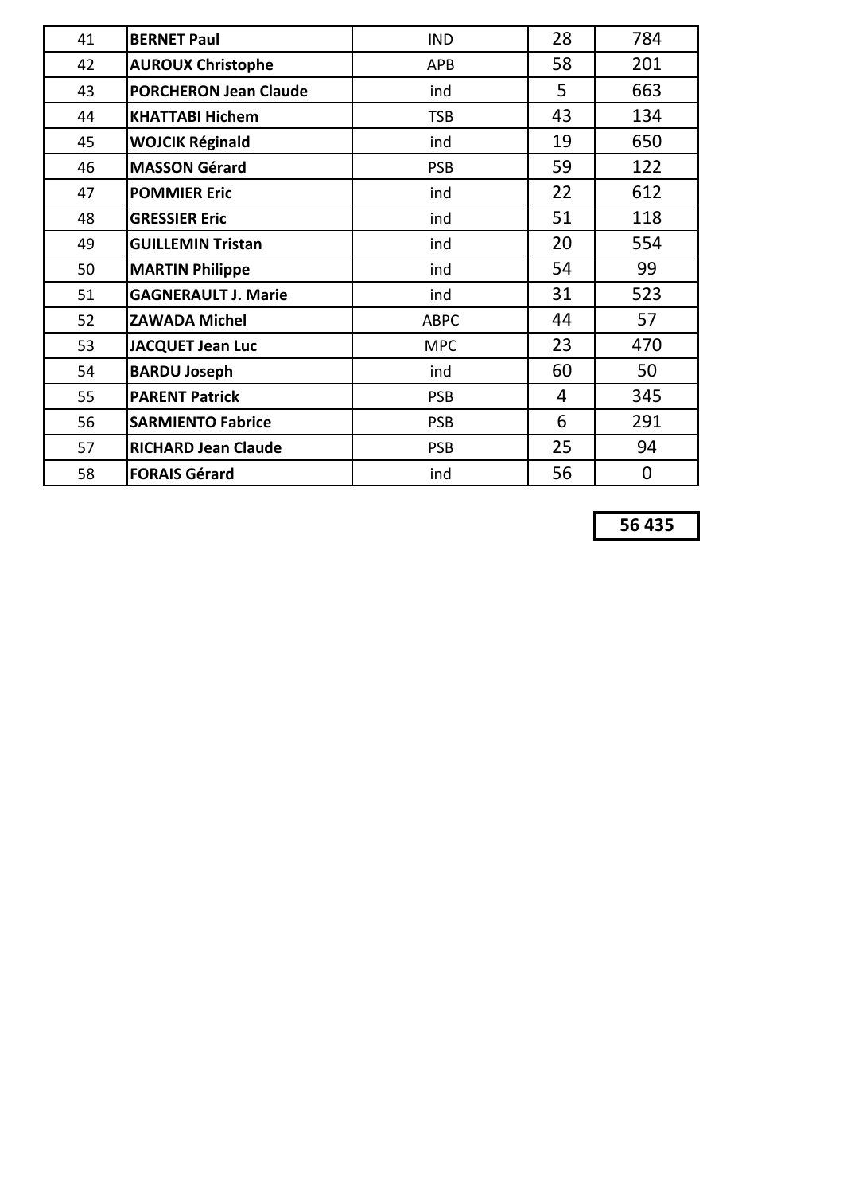| | | | | |
|---|---|---|---|---|
| 41 | **BERNET Paul** | IND | 28 | 784 |
| 42 | **AUROUX Christophe** | APB | 58 | 201 |
| 43 | **PORCHERON Jean Claude** | ind | 5 | 663 |
| 44 | **KHATTABI Hichem** | TSB | 43 | 134 |
| 45 | **WOJCIK Réginald** | ind | 19 | 650 |
| 46 | **MASSON Gérard** | PSB | 59 | 122 |
| 47 | **POMMIER Eric** | ind | 22 | 612 |
| 48 | **GRESSIER Eric** | ind | 51 | 118 |
| 49 | **GUILLEMIN Tristan** | ind | 20 | 554 |
| 50 | **MARTIN Philippe** | ind | 54 | 99 |
| 51 | **GAGNERAULT J. Marie** | ind | 31 | 523 |
| 52 | **ZAWADA Michel** | ABPC | 44 | 57 |
| 53 | **JACQUET Jean Luc** | MPC | 23 | 470 |
| 54 | **BARDU Joseph** | ind | 60 | 50 |
| 55 | **PARENT Patrick** | PSB | 4 | 345 |
| 56 | **SARMIENTO Fabrice** | PSB | 6 | 291 |
| 57 | **RICHARD Jean Claude** | PSB | 25 | 94 |
| 58 | **FORAIS Gérard** | ind | 56 | 0 |

**56 435**